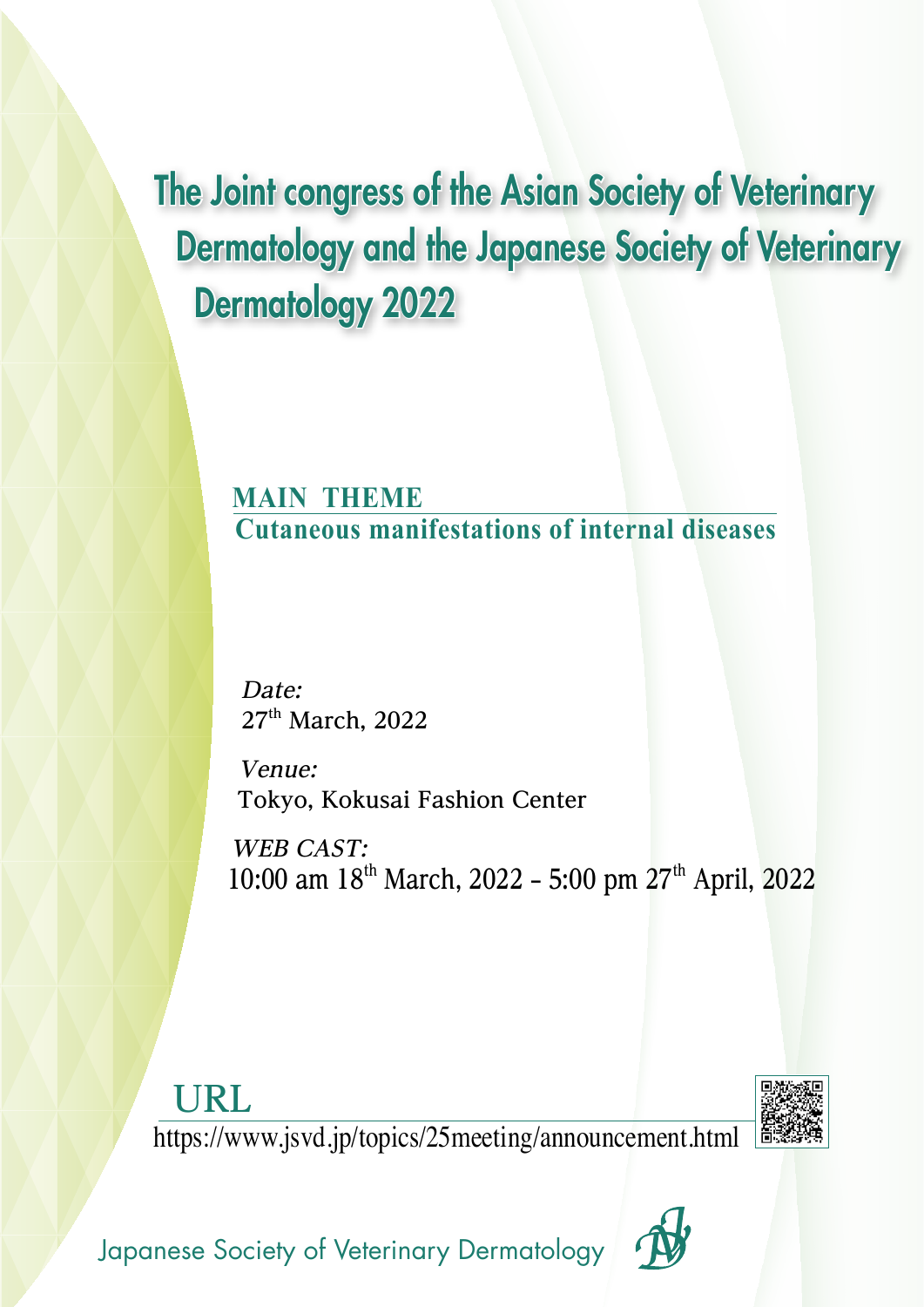# The Joint congress of the Asian Society of Veterinary Dermatology and the Japanese Society of Veterinary Dermatology 2022

## MAIN THEME

**Cutaneous manifestations of internal diseases**

*Date:*
27th March, 2022

*Venue:*
Tokyo, Kokusai Fashion Center

*WEB CAST:*
10:00 am 18th March, 2022 – 5:00 pm 27th April, 2022

URL

https://www.jsvd.jp/topics/25meeting/announcement.html

Japanese Society of Veterinary Dermatology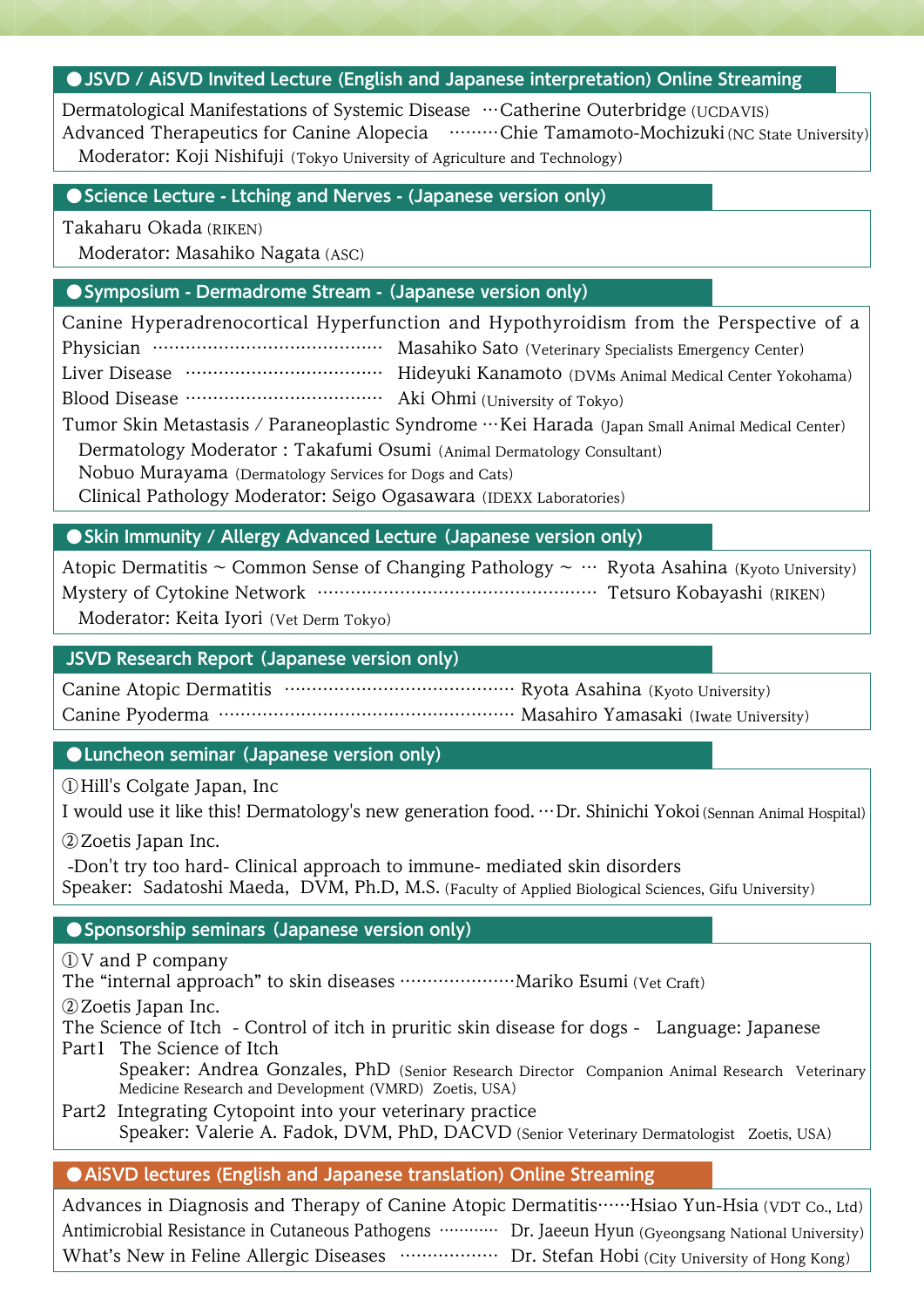## ●JSVD / AiSVD Invited Lecture (English and Japanese interpretation) Online Streaming

Dermatological Manifestations of Systemic Disease …Catherine Outerbridge (UCDAVIS)
Advanced Therapeutics for Canine Alopecia ………Chie Tamamoto-Mochizuki (NC State University)
Moderator: Koji Nishifuji (Tokyo University of Agriculture and Technology)

## ●Science Lecture - Ltching and Nerves - (Japanese version only)

Takaharu Okada (RIKEN)
Moderator: Masahiko Nagata (ASC)

## ●Symposium - Dermadrome Stream - (Japanese version only)

Canine Hyperadrenocortical Hyperfunction and Hypothyroidism from the Perspective of a Physician ……………………………………… Masahiko Sato (Veterinary Specialists Emergency Center)
Liver Disease ……………………………… Hideyuki Kanamoto (DVMs Animal Medical Center Yokohama)
Blood Disease ……………………………… Aki Ohmi (University of Tokyo)
Tumor Skin Metastasis / Paraneoplastic Syndrome …Kei Harada (Japan Small Animal Medical Center)
Dermatology Moderator : Takafumi Osumi (Animal Dermatology Consultant)
Nobuo Murayama (Dermatology Services for Dogs and Cats)
Clinical Pathology Moderator: Seigo Ogasawara (IDEXX Laboratories)

## ●Skin Immunity / Allergy Advanced Lecture (Japanese version only)

Atopic Dermatitis ~ Common Sense of Changing Pathology ~ … Ryota Asahina (Kyoto University)
Mystery of Cytokine Network …………………………………………… Tetsuro Kobayashi (RIKEN)
Moderator: Keita Iyori (Vet Derm Tokyo)

## JSVD Research Report (Japanese version only)

Canine Atopic Dermatitis …………………………………… Ryota Asahina (Kyoto University)
Canine Pyoderma ……………………………………………… Masahiro Yamasaki (Iwate University)

## ●Luncheon seminar (Japanese version only)

①Hill's Colgate Japan, Inc
I would use it like this! Dermatology's new generation food. …Dr. Shinichi Yokoi (Sennan Animal Hospital)

②Zoetis Japan Inc.
-Don't try too hard- Clinical approach to immune- mediated skin disorders
Speaker: Sadatoshi Maeda, DVM, Ph.D, M.S. (Faculty of Applied Biological Sciences, Gifu University)

## ●Sponsorship seminars (Japanese version only)

①V and P company
The "internal approach" to skin diseases …………………Mariko Esumi (Vet Craft)

②Zoetis Japan Inc.
The Science of Itch - Control of itch in pruritic skin disease for dogs - Language: Japanese
Part1 The Science of Itch
Speaker: Andrea Gonzales, PhD (Senior Research Director Companion Animal Research Veterinary Medicine Research and Development (VMRD) Zoetis, USA)
Part2 Integrating Cytopoint into your veterinary practice
Speaker: Valerie A. Fadok, DVM, PhD, DACVD (Senior Veterinary Dermatologist Zoetis, USA)

## ●AiSVD lectures (English and Japanese translation) Online Streaming

Advances in Diagnosis and Therapy of Canine Atopic Dermatitis……Hsiao Yun-Hsia (VDT Co., Ltd)
Antimicrobial Resistance in Cutaneous Pathogens ………… Dr. Jaeeun Hyun (Gyeongsang National University)
What's New in Feline Allergic Diseases ………………… Dr. Stefan Hobi (City University of Hong Kong)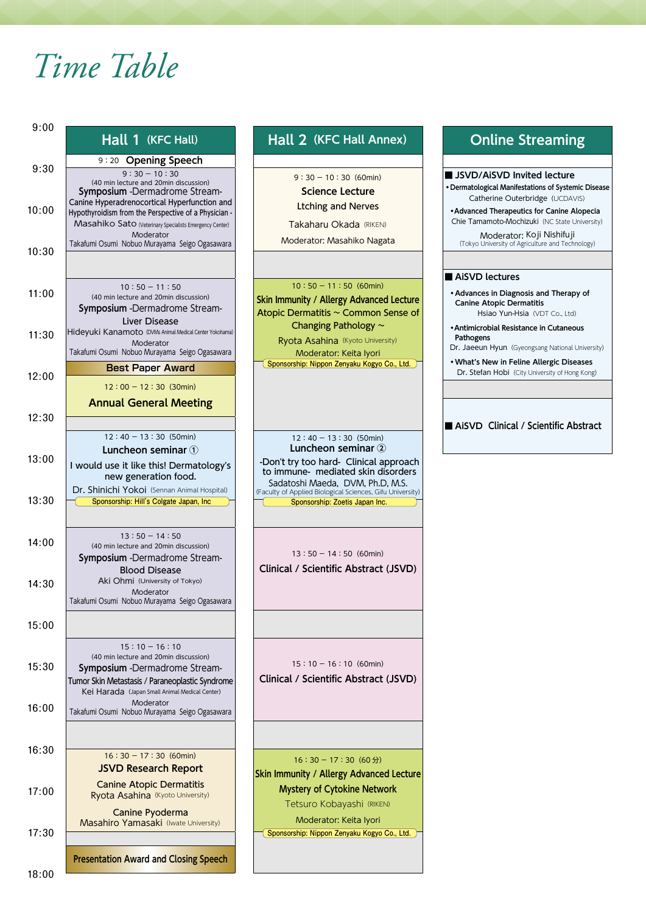# Time Table

## Hall 1 (KFC Hall)

**9:20 Opening Speech**

**9:30 – 10:30**
(40 min lecture and 20min discussion)
**Symposium** -Dermadrome Stream-
Canine Hyperadrenocortical Hyperfunction and Hypothyroidism from the Perspective of a Physician -
Masahiko Sato (Veterinary Specialists Emergency Center)
Moderator
Takafumi Osumi Nobuo Murayama Seigo Ogasawara

**10:50 – 11:50**
(40 min lecture and 20min discussion)
**Symposium** -Dermadrome Stream-
Liver Disease
Hideyuki Kanamoto (DVMs Animal Medical Center Yokohama)
Moderator
Takafumi Osumi Nobuo Murayama Seigo Ogasawara

**Best Paper Award**

**12:00 – 12:30 (30min)**
**Annual General Meeting**

**12:40 – 13:30 (50min)**
**Luncheon seminar ①**
I would use it like this! Dermatology's new generation food.
Dr. Shinichi Yokoi (Sennan Animal Hospital)
Sponsorship: Hill's Colgate Japan, Inc

**13:50 – 14:50**
(40 min lecture and 20min discussion)
**Symposium** -Dermadrome Stream-
Blood Disease
Aki Ohmi (University of Tokyo)
Moderator
Takafumi Osumi Nobuo Murayama Seigo Ogasawara

**15:10 – 16:10**
(40 min lecture and 20min discussion)
**Symposium** -Dermadrome Stream-
Tumor Skin Metastasis / Paraneoplastic Syndrome
Kei Harada (Japan Small Animal Medical Center)
Moderator
Takafumi Osumi Nobuo Murayama Seigo Ogasawara

**16:30 – 17:30 (60min)**
**JSVD Research Report**
Canine Atopic Dermatitis
Ryota Asahina (Kyoto University)
Canine Pyoderma
Masahiro Yamasaki (Iwate University)

**Presentation Award and Closing Speech**

## Hall 2 (KFC Hall Annex)

**9:30 – 10:30 (60min)**
**Science Lecture**
Ltching and Nerves
Takaharu Okada (RIKEN)
Moderator: Masahiko Nagata

**10:50 – 11:50 (60min)**
**Skin Immunity / Allergy Advanced Lecture**
Atopic Dermatitis ~ Common Sense of Changing Pathology ~
Ryota Asahina (Kyoto University)
Moderator: Keita Iyori
Sponsorship: Nippon Zenyaku Kogyo Co., Ltd.

**12:40 – 13:30 (50min)**
**Luncheon seminar ②**
-Don't try too hard- Clinical approach to immune- mediated skin disorders
Sadatoshi Maeda, DVM, Ph.D, M.S.
(Faculty of Applied Biological Sciences, Gifu University)
Sponsorship: Zoetis Japan Inc.

**13:50 – 14:50 (60min)**
**Clinical / Scientific Abstract (JSVD)**

**15:10 – 16:10 (60min)**
**Clinical / Scientific Abstract (JSVD)**

**16:30 – 17:30 (60分)**
**Skin Immunity / Allergy Advanced Lecture**
**Mystery of Cytokine Network**
Tetsuro Kobayashi (RIKEN)
Moderator: Keita Iyori
Sponsorship: Nippon Zenyaku Kogyo Co., Ltd.

## Online Streaming

**■ JSVD/AiSVD Invited lecture**
- **Dermatological Manifestations of Systemic Disease**
  Catherine Outerbridge (UCDAVIS)
- **Advanced Therapeutics for Canine Alopecia**
  Chie Tamamoto-Mochizuki (NC State University)

Moderator: Koji Nishifuji (Tokyo University of Agriculture and Technology)

**■ AiSVD lectures**
- **Advances in Diagnosis and Therapy of Canine Atopic Dermatitis**
  Hsiao Yun-Hsia (VDT Co., Ltd)
- **Antimicrobial Resistance in Cutaneous Pathogens**
  Dr. Jaeeun Hyun (Gyeongsang National University)
- **What's New in Feline Allergic Diseases**
  Dr. Stefan Hobi (City University of Hong Kong)

**■ AiSVD Clinical / Scientific Abstract**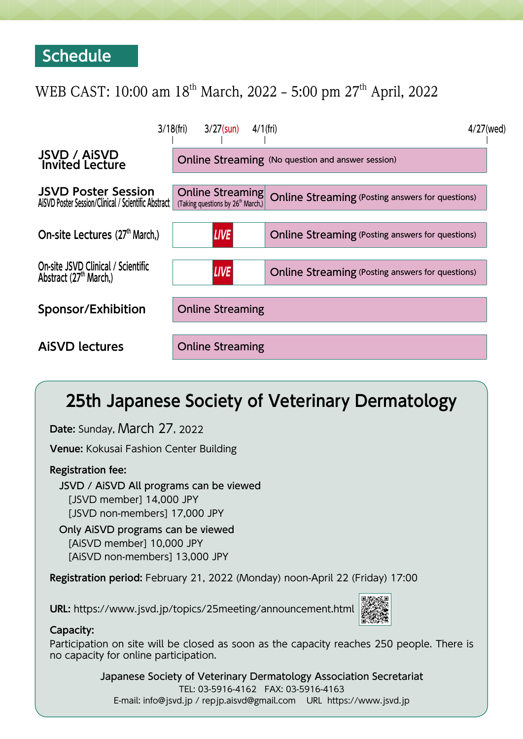## Schedule

WEB CAST: 10:00 am 18th March, 2022 – 5:00 pm 27th April, 2022

| | 3/18(fri) – 3/27(sun) | 3/27(sun) – 4/1(fri) | 4/1(fri) – 4/27(wed) |
|---|---|---|---|
| **JSVD / AiSVD Invited Lecture** | Online Streaming (No question and answer session) | | |
| **JSVD Poster Session** AiSVD Poster Session/Clinical / Scientific Abstract | Online Streaming (Taking questions by 26th March,) | | Online Streaming (Posting answers for questions) |
| On-site Lectures (27th March,) | | LIVE | Online Streaming (Posting answers for questions) |
| On-site JSVD Clinical / Scientific Abstract (27th March,) | | LIVE | Online Streaming (Posting answers for questions) |
| **Sponsor/Exhibition** | Online Streaming | | |
| **AiSVD lectures** | Online Streaming | | |

## 25th Japanese Society of Veterinary Dermatology

**Date:** Sunday, March 27, 2022

**Venue:** Kokusai Fashion Center Building

**Registration fee:**

JSVD / AiSVD All programs can be viewed
- [JSVD member] 14,000 JPY
- [JSVD non-members] 17,000 JPY

Only AiSVD programs can be viewed
- [AiSVD member] 10,000 JPY
- [AiSVD non-members] 13,000 JPY

**Registration period:** February 21, 2022 (Monday) noon-April 22 (Friday) 17:00

**URL:** https://www.jsvd.jp/topics/25meeting/announcement.html

**Capacity:**
Participation on site will be closed as soon as the capacity reaches 250 people. There is no capacity for online participation.

Japanese Society of Veterinary Dermatology Association Secretariat
TEL: 03-5916-4162 FAX: 03-5916-4163
E-mail: info@jsvd.jp / repjp.aisvd@gmail.com URL https://www.jsvd.jp